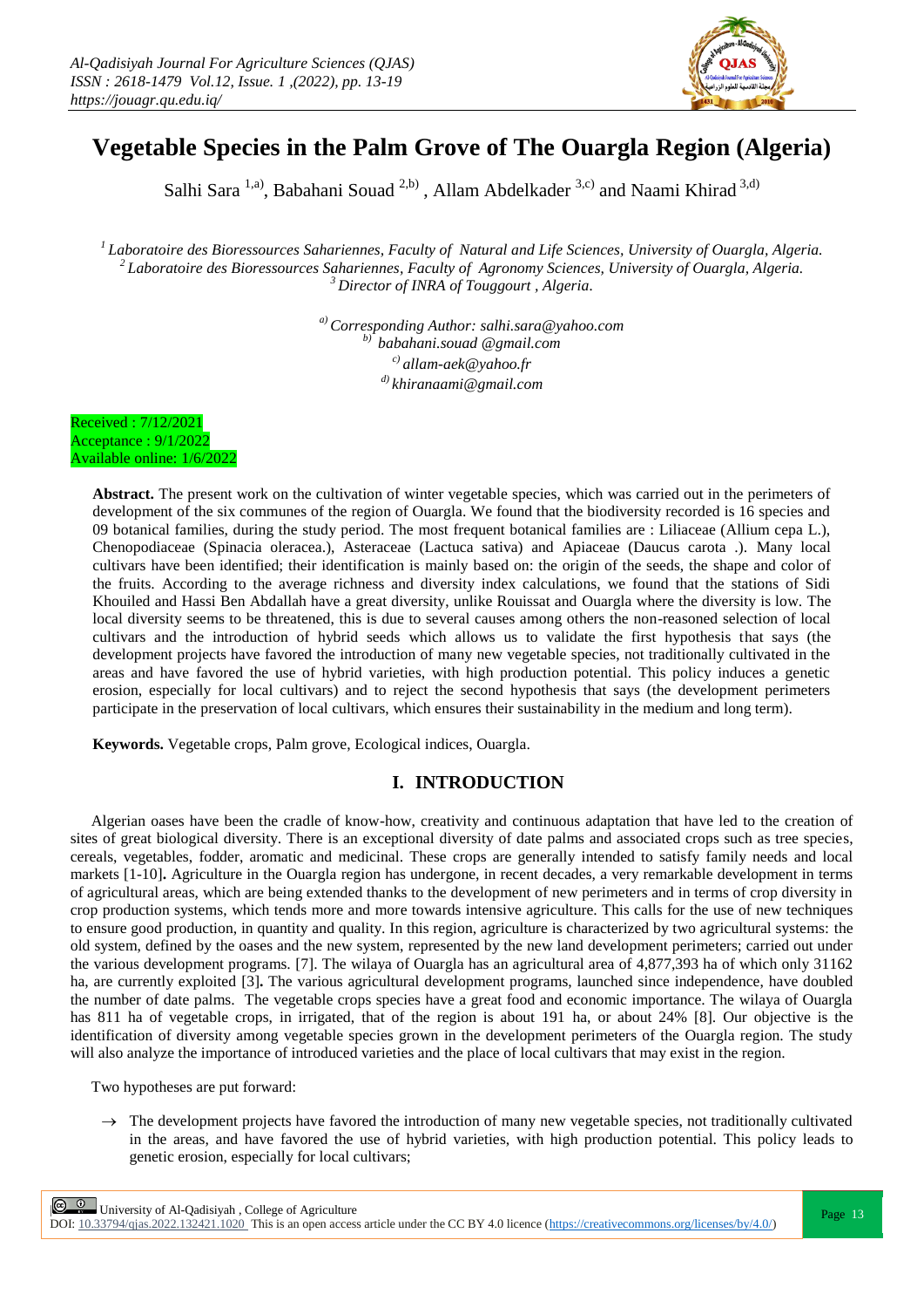# Vegetable Species in the Palm Grove of The Ouargla Region (Algeria)

Salhi Sara [1,a)], Babahani Souad [2,b)], Allam Abdelkader [3,c)] and Naami Khirad [3,d)]

[1] *Laboratoire des Bioressources Sahariennes, Faculty of Natural and Life Sciences, University of Ouargla, Algeria.*
[2] *Laboratoire des Bioressources Sahariennes, Faculty of Agronomy Sciences, University of Ouargla, Algeria.*
[3] *Director of INRA of Touggourt , Algeria.*

[a)] *Corresponding Author: salhi.sara@yahoo.com*
[b)] *babahani.souad @gmail.com*
[c)] *allam-aek@yahoo.fr*
[d)] *khiranaami@gmail.com*

Received : 7/12/2021
Acceptance : 9/1/2022
Available online: 1/6/2022

**Abstract.** The present work on the cultivation of winter vegetable species, which was carried out in the perimeters of development of the six communes of the region of Ouargla. We found that the biodiversity recorded is 16 species and 09 botanical families, during the study period. The most frequent botanical families are : Liliaceae (Allium cepa L.), Chenopodiaceae (Spinacia oleracea.), Asteraceae (Lactuca sativa) and Apiaceae (Daucus carota .). Many local cultivars have been identified; their identification is mainly based on: the origin of the seeds, the shape and color of the fruits. According to the average richness and diversity index calculations, we found that the stations of Sidi Khouiled and Hassi Ben Abdallah have a great diversity, unlike Rouissat and Ouargla where the diversity is low. The local diversity seems to be threatened, this is due to several causes among others the non-reasoned selection of local cultivars and the introduction of hybrid seeds which allows us to validate the first hypothesis that says (the development projects have favored the introduction of many new vegetable species, not traditionally cultivated in the areas and have favored the use of hybrid varieties, with high production potential. This policy induces a genetic erosion, especially for local cultivars) and to reject the second hypothesis that says (the development perimeters participate in the preservation of local cultivars, which ensures their sustainability in the medium and long term).

**Keywords.** Vegetable crops, Palm grove, Ecological indices, Ouargla.

## I. INTRODUCTION

Algerian oases have been the cradle of know-how, creativity and continuous adaptation that have led to the creation of sites of great biological diversity. There is an exceptional diversity of date palms and associated crops such as tree species, cereals, vegetables, fodder, aromatic and medicinal. These crops are generally intended to satisfy family needs and local markets [1-10]**.** Agriculture in the Ouargla region has undergone, in recent decades, a very remarkable development in terms of agricultural areas, which are being extended thanks to the development of new perimeters and in terms of crop diversity in crop production systems, which tends more and more towards intensive agriculture. This calls for the use of new techniques to ensure good production, in quantity and quality. In this region, agriculture is characterized by two agricultural systems: the old system, defined by the oases and the new system, represented by the new land development perimeters; carried out under the various development programs. [7]. The wilaya of Ouargla has an agricultural area of 4,877,393 ha of which only 31162 ha, are currently exploited [3]**.** The various agricultural development programs, launched since independence, have doubled the number of date palms. The vegetable crops species have a great food and economic importance. The wilaya of Ouargla has 811 ha of vegetable crops, in irrigated, that of the region is about 191 ha, or about 24% [8]. Our objective is the identification of diversity among vegetable species grown in the development perimeters of the Ouargla region. The study will also analyze the importance of introduced varieties and the place of local cultivars that may exist in the region.

Two hypotheses are put forward:

→ The development projects have favored the introduction of many new vegetable species, not traditionally cultivated in the areas, and have favored the use of hybrid varieties, with high production potential. This policy leads to genetic erosion, especially for local cultivars;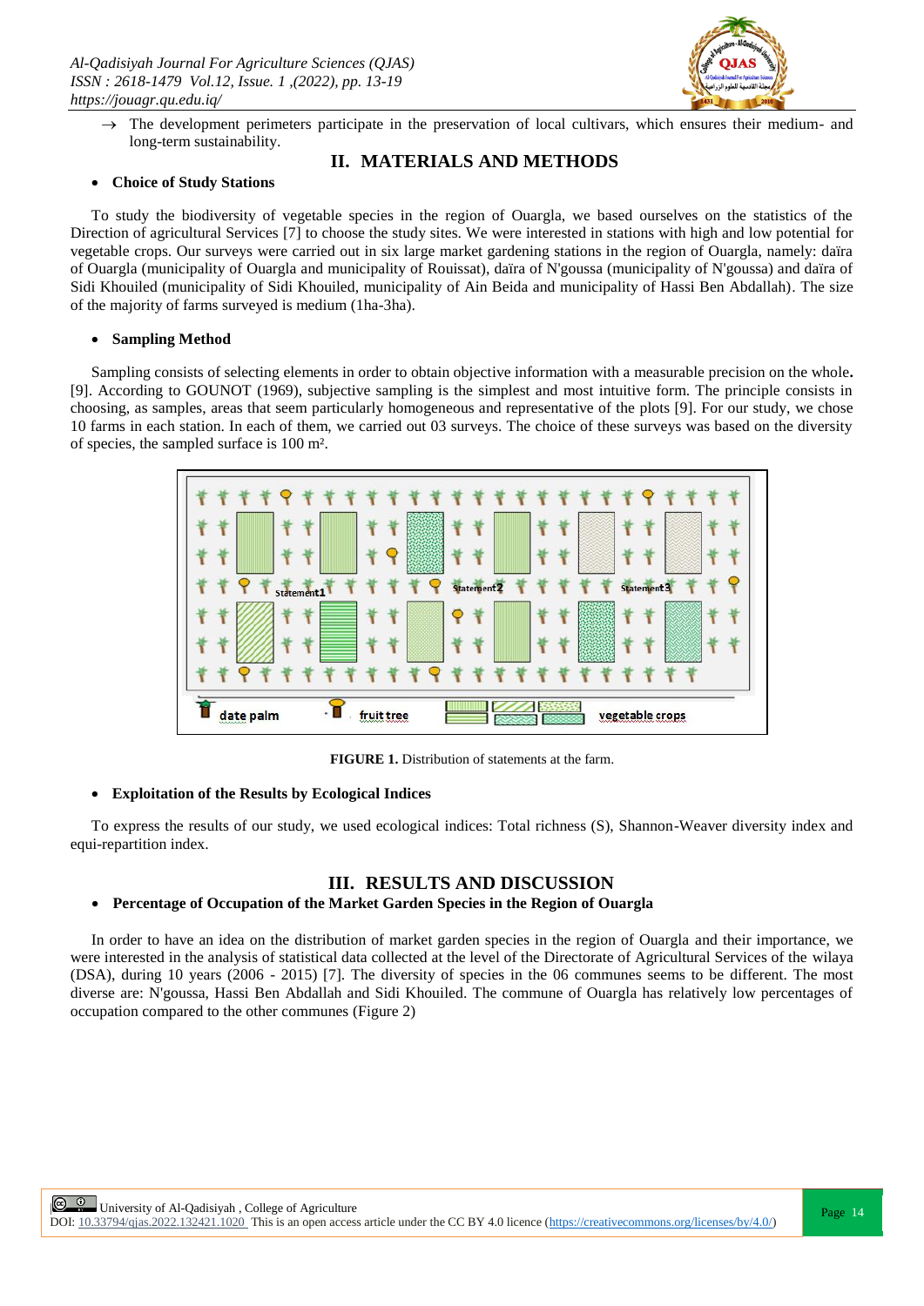→ The development perimeters participate in the preservation of local cultivars, which ensures their medium- and long-term sustainability.

## II. MATERIALS AND METHODS

- **Choice of Study Stations**

To study the biodiversity of vegetable species in the region of Ouargla, we based ourselves on the statistics of the Direction of agricultural Services [7] to choose the study sites. We were interested in stations with high and low potential for vegetable crops. Our surveys were carried out in six large market gardening stations in the region of Ouargla, namely: daïra of Ouargla (municipality of Ouargla and municipality of Rouissat), daïra of N'goussa (municipality of N'goussa) and daïra of Sidi Khouiled (municipality of Sidi Khouiled, municipality of Ain Beida and municipality of Hassi Ben Abdallah). The size of the majority of farms surveyed is medium (1ha-3ha).

- **Sampling Method**

Sampling consists of selecting elements in order to obtain objective information with a measurable precision on the whole**.** [9]. According to GOUNOT (1969), subjective sampling is the simplest and most intuitive form. The principle consists in choosing, as samples, areas that seem particularly homogeneous and representative of the plots [9]. For our study, we chose 10 farms in each station. In each of them, we carried out 03 surveys. The choice of these surveys was based on the diversity of species, the sampled surface is 100 m².

**FIGURE 1.** Distribution of statements at the farm.

- **Exploitation of the Results by Ecological Indices**

To express the results of our study, we used ecological indices: Total richness (S), Shannon-Weaver diversity index and equi-repartition index.

## III. RESULTS AND DISCUSSION

- **Percentage of Occupation of the Market Garden Species in the Region of Ouargla**

In order to have an idea on the distribution of market garden species in the region of Ouargla and their importance, we were interested in the analysis of statistical data collected at the level of the Directorate of Agricultural Services of the wilaya (DSA), during 10 years (2006 - 2015) [7]. The diversity of species in the 06 communes seems to be different. The most diverse are: N'goussa, Hassi Ben Abdallah and Sidi Khouiled. The commune of Ouargla has relatively low percentages of occupation compared to the other communes (Figure 2)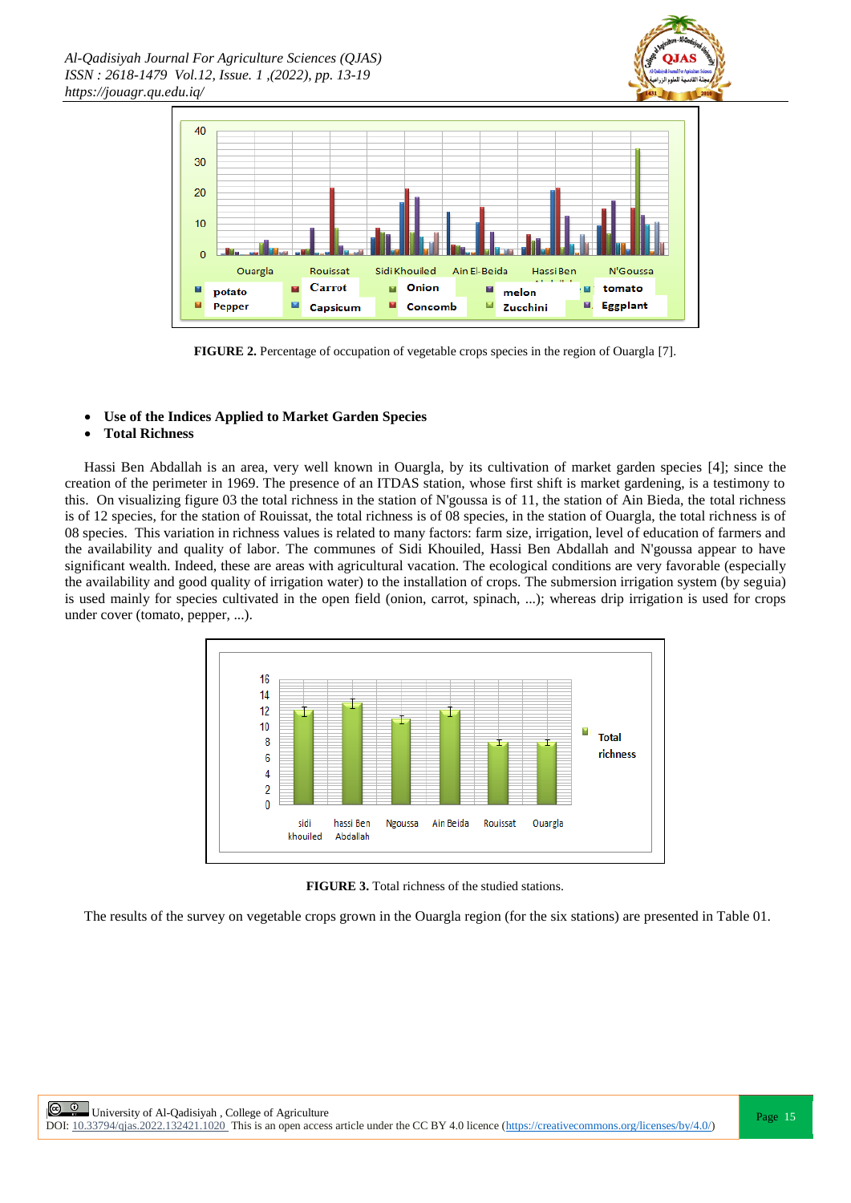**FIGURE 2.** Percentage of occupation of vegetable crops species in the region of Ouargla [7].

- **Use of the Indices Applied to Market Garden Species**
- **Total Richness**

Hassi Ben Abdallah is an area, very well known in Ouargla, by its cultivation of market garden species [4]; since the creation of the perimeter in 1969. The presence of an ITDAS station, whose first shift is market gardening, is a testimony to this. On visualizing figure 03 the total richness in the station of N'goussa is of 11, the station of Ain Bieda, the total richness is of 12 species, for the station of Rouissat, the total richness is of 08 species, in the station of Ouargla, the total richness is of 08 species. This variation in richness values is related to many factors: farm size, irrigation, level of education of farmers and the availability and quality of labor. The communes of Sidi Khouiled, Hassi Ben Abdallah and N'goussa appear to have significant wealth. Indeed, these are areas with agricultural vacation. The ecological conditions are very favorable (especially the availability and good quality of irrigation water) to the installation of crops. The submersion irrigation system (by seguia) is used mainly for species cultivated in the open field (onion, carrot, spinach, ...); whereas drip irrigation is used for crops under cover (tomato, pepper, ...).

**FIGURE 3.** Total richness of the studied stations.

The results of the survey on vegetable crops grown in the Ouargla region (for the six stations) are presented in Table 01.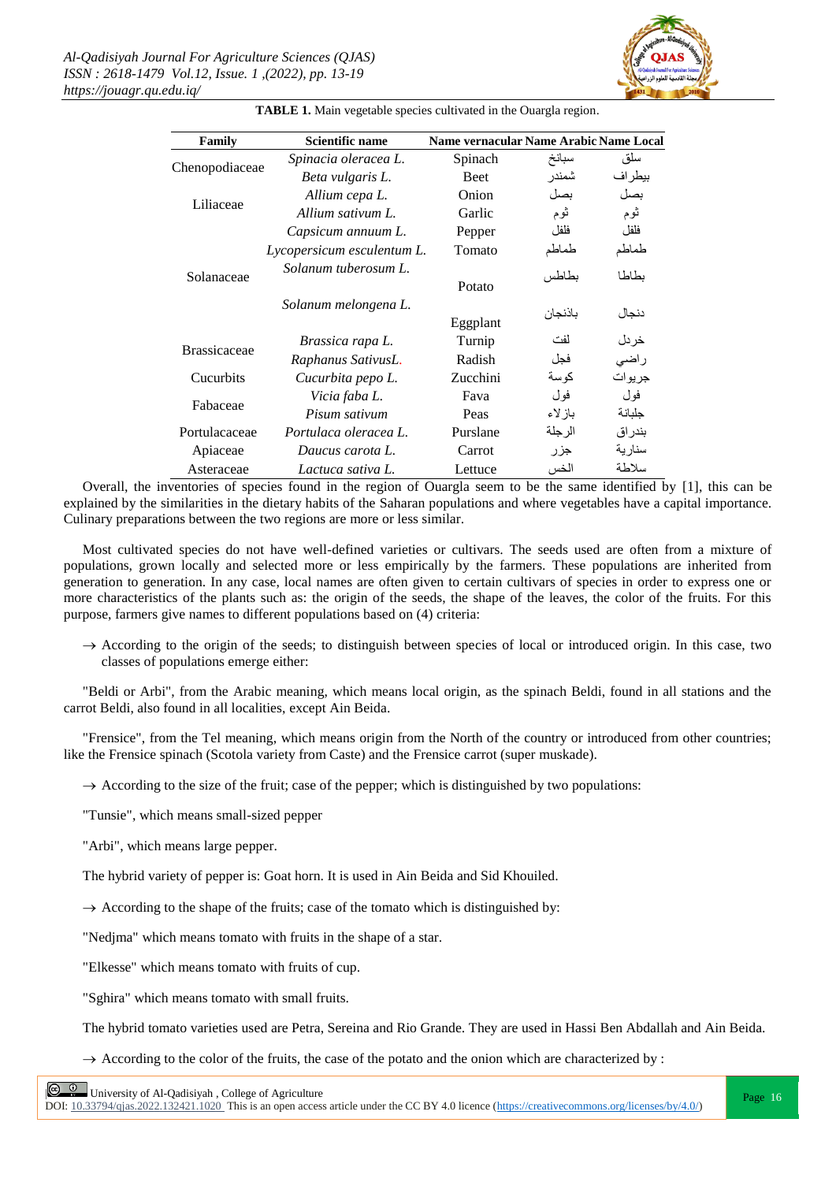**TABLE 1.** Main vegetable species cultivated in the Ouargla region.

| Family | Scientific name | Name vernacular | Name Arabic | Name Local |
|---|---|---|---|---|
| Chenopodiaceae | *Spinacia oleracea L.* | Spinach | سبانخ | سلق |
| | *Beta vulgaris L.* | Beet | شمندر | بيطراف |
| Liliaceae | *Allium cepa L.* | Onion | بصل | بصل |
| | *Allium sativum L.* | Garlic | ثوم | ثوم |
| Solanaceae | *Capsicum annuum L.* | Pepper | فلفل | فلفل |
| | *Lycopersicum esculentum L.* | Tomato | طماطم | طماطم |
| | *Solanum tuberosum L.* | Potato | بطاطس | بطاطا |
| | *Solanum melongena L.* | Eggplant | باذنجان | دنجال |
| Brassicaceae | *Brassica rapa L.* | Turnip | لفت | خردل |
| | *Raphanus SativusL.* | Radish | فجل | راضي |
| Cucurbits | *Cucurbita pepo L.* | Zucchini | كوسة | جريوات |
| Fabaceae | *Vicia faba L.* | Fava | فول | فول |
| | *Pisum sativum* | Peas | بازلاء | جلبانة |
| Portulacaceae | *Portulaca oleracea L.* | Purslane | الرجلة | بندراق |
| Apiaceae | *Daucus carota L.* | Carrot | جزر | سنارية |
| Asteraceae | *Lactuca sativa L.* | Lettuce | الخس | سلاطة |

Overall, the inventories of species found in the region of Ouargla seem to be the same identified by [1], this can be explained by the similarities in the dietary habits of the Saharan populations and where vegetables have a capital importance. Culinary preparations between the two regions are more or less similar.

Most cultivated species do not have well-defined varieties or cultivars. The seeds used are often from a mixture of populations, grown locally and selected more or less empirically by the farmers. These populations are inherited from generation to generation. In any case, local names are often given to certain cultivars of species in order to express one or more characteristics of the plants such as: the origin of the seeds, the shape of the leaves, the color of the fruits. For this purpose, farmers give names to different populations based on (4) criteria:

→ According to the origin of the seeds; to distinguish between species of local or introduced origin. In this case, two classes of populations emerge either:

"Beldi or Arbi", from the Arabic meaning, which means local origin, as the spinach Beldi, found in all stations and the carrot Beldi, also found in all localities, except Ain Beida.

"Frensice", from the Tel meaning, which means origin from the North of the country or introduced from other countries; like the Frensice spinach (Scotola variety from Caste) and the Frensice carrot (super muskade).

→ According to the size of the fruit; case of the pepper; which is distinguished by two populations:

"Tunsie", which means small-sized pepper

"Arbi", which means large pepper.

The hybrid variety of pepper is: Goat horn. It is used in Ain Beida and Sid Khouiled.

→ According to the shape of the fruits; case of the tomato which is distinguished by:

"Nedjma" which means tomato with fruits in the shape of a star.

"Elkesse" which means tomato with fruits of cup.

"Sghira" which means tomato with small fruits.

The hybrid tomato varieties used are Petra, Sereina and Rio Grande. They are used in Hassi Ben Abdallah and Ain Beida.

→ According to the color of the fruits, the case of the potato and the onion which are characterized by :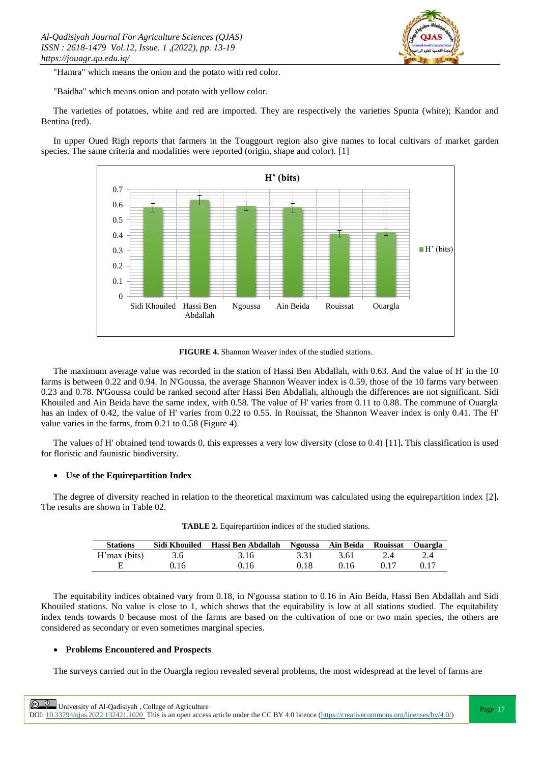"Hamra" which means the onion and the potato with red color.

"Baidha" which means onion and potato with yellow color.

The varieties of potatoes, white and red are imported. They are respectively the varieties Spunta (white); Kandor and Bentina (red).

In upper Oued Righ reports that farmers in the Touggourt region also give names to local cultivars of market garden species. The same criteria and modalities were reported (origin, shape and color). [1]

**FIGURE 4.** Shannon Weaver index of the studied stations.

The maximum average value was recorded in the station of Hassi Ben Abdallah, with 0.63. And the value of H' in the 10 farms is between 0.22 and 0.94. In N'Goussa, the average Shannon Weaver index is 0.59, those of the 10 farms vary between 0.23 and 0.78. N'Goussa could be ranked second after Hassi Ben Abdallah, although the differences are not significant. Sidi Khouiled and Ain Beida have the same index, with 0.58. The value of H' varies from 0.11 to 0.88. The commune of Ouargla has an index of 0.42, the value of H' varies from 0.22 to 0.55. In Rouissat, the Shannon Weaver index is only 0.41. The H' value varies in the farms, from 0.21 to 0.58 (Figure 4).

The values of H' obtained tend towards 0, this expresses a very low diversity (close to 0.4) [11]**.** This classification is used for floristic and faunistic biodiversity.

- **Use of the Equirepartition Index**

The degree of diversity reached in relation to the theoretical maximum was calculated using the equirepartition index [2]**.** The results are shown in Table 02.

**TABLE 2.** Equirepartition indices of the studied stations.

| Stations | Sidi Khouiled | Hassi Ben Abdallah | Ngoussa | Ain Beida | Rouissat | Ouargla |
|---|---|---|---|---|---|---|
| H'max (bits) | 3.6 | 3.16 | 3.31 | 3.61 | 2.4 | 2.4 |
| E | 0.16 | 0.16 | 0.18 | 0.16 | 0.17 | 0.17 |

The equitability indices obtained vary from 0.18, in N'goussa station to 0.16 in Ain Beida, Hassi Ben Abdallah and Sidi Khouiled stations. No value is close to 1, which shows that the equitability is low at all stations studied. The equitability index tends towards 0 because most of the farms are based on the cultivation of one or two main species, the others are considered as secondary or even sometimes marginal species.

- **Problems Encountered and Prospects**

The surveys carried out in the Ouargla region revealed several problems, the most widespread at the level of farms are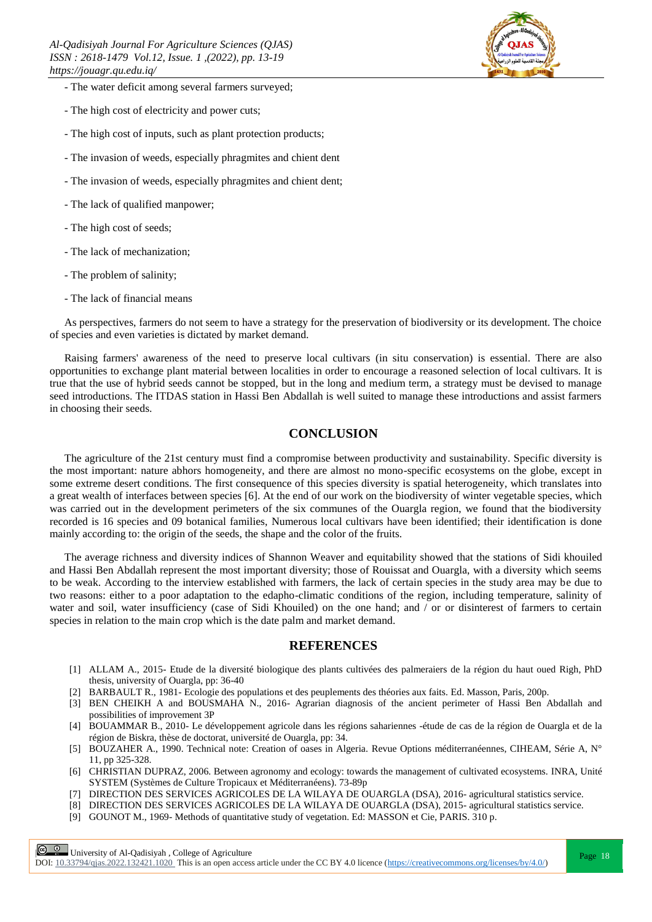- The water deficit among several farmers surveyed;
- The high cost of electricity and power cuts;
- The high cost of inputs, such as plant protection products;
- The invasion of weeds, especially phragmites and chient dent
- The invasion of weeds, especially phragmites and chient dent;
- The lack of qualified manpower;
- The high cost of seeds;
- The lack of mechanization;
- The problem of salinity;
- The lack of financial means

As perspectives, farmers do not seem to have a strategy for the preservation of biodiversity or its development. The choice of species and even varieties is dictated by market demand.

Raising farmers' awareness of the need to preserve local cultivars (in situ conservation) is essential. There are also opportunities to exchange plant material between localities in order to encourage a reasoned selection of local cultivars. It is true that the use of hybrid seeds cannot be stopped, but in the long and medium term, a strategy must be devised to manage seed introductions. The ITDAS station in Hassi Ben Abdallah is well suited to manage these introductions and assist farmers in choosing their seeds.

## CONCLUSION

The agriculture of the 21st century must find a compromise between productivity and sustainability. Specific diversity is the most important: nature abhors homogeneity, and there are almost no mono-specific ecosystems on the globe, except in some extreme desert conditions. The first consequence of this species diversity is spatial heterogeneity, which translates into a great wealth of interfaces between species [6]. At the end of our work on the biodiversity of winter vegetable species, which was carried out in the development perimeters of the six communes of the Ouargla region, we found that the biodiversity recorded is 16 species and 09 botanical families, Numerous local cultivars have been identified; their identification is done mainly according to: the origin of the seeds, the shape and the color of the fruits.

The average richness and diversity indices of Shannon Weaver and equitability showed that the stations of Sidi khouiled and Hassi Ben Abdallah represent the most important diversity; those of Rouissat and Ouargla, with a diversity which seems to be weak. According to the interview established with farmers, the lack of certain species in the study area may be due to two reasons: either to a poor adaptation to the edapho-climatic conditions of the region, including temperature, salinity of water and soil, water insufficiency (case of Sidi Khouiled) on the one hand; and / or or disinterest of farmers to certain species in relation to the main crop which is the date palm and market demand.

## REFERENCES

[1] ALLAM A., 2015- Etude de la diversité biologique des plants cultivées des palmeraiers de la région du haut oued Righ, PhD thesis, university of Ouargla, pp: 36-40

[2] BARBAULT R., 1981- Ecologie des populations et des peuplements des théories aux faits. Ed. Masson, Paris, 200p.

[3] BEN CHEIKH A and BOUSMAHA N., 2016- Agrarian diagnosis of the ancient perimeter of Hassi Ben Abdallah and possibilities of improvement 3P

[4] BOUAMMAR B., 2010- Le développement agricole dans les régions sahariennes -étude de cas de la région de Ouargla et de la région de Biskra, thèse de doctorat, université de Ouargla, pp: 34.

[5] BOUZAHER A., 1990. Technical note: Creation of oases in Algeria. Revue Options méditerranéennes, CIHEAM, Série A, N° 11, pp 325-328.

[6] CHRISTIAN DUPRAZ, 2006. Between agronomy and ecology: towards the management of cultivated ecosystems. INRA, Unité SYSTEM (Systèmes de Culture Tropicaux et Méditerranéens). 73-89p

[7] DIRECTION DES SERVICES AGRICOLES DE LA WILAYA DE OUARGLA (DSA), 2016- agricultural statistics service.

[8] DIRECTION DES SERVICES AGRICOLES DE LA WILAYA DE OUARGLA (DSA), 2015- agricultural statistics service.

[9] GOUNOT M., 1969- Methods of quantitative study of vegetation. Ed: MASSON et Cie, PARIS. 310 p.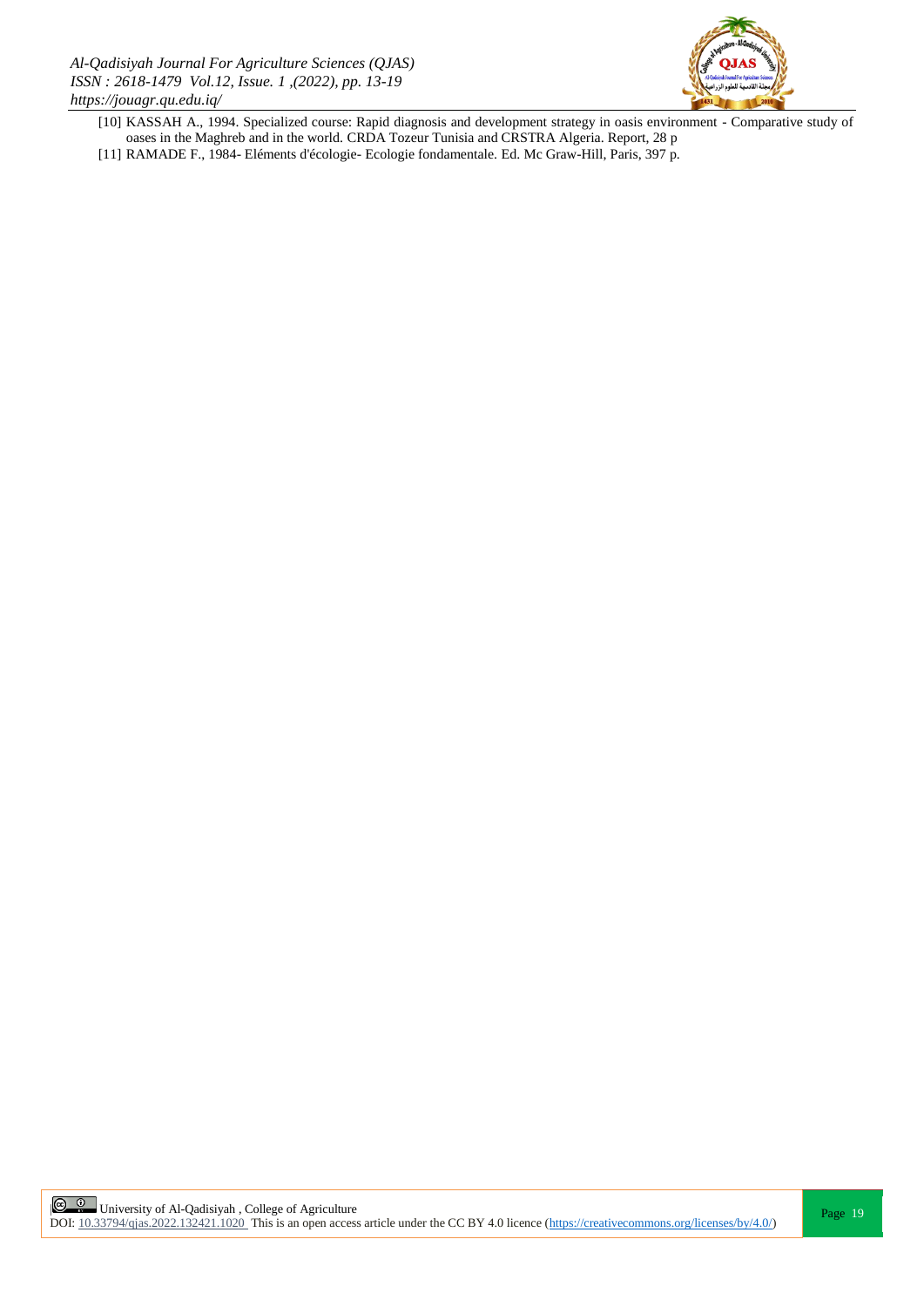[10] KASSAH A., 1994. Specialized course: Rapid diagnosis and development strategy in oasis environment - Comparative study of oases in the Maghreb and in the world. CRDA Tozeur Tunisia and CRSTRA Algeria. Report, 28 p

[11] RAMADE F., 1984- Eléments d'écologie- Ecologie fondamentale. Ed. Mc Graw-Hill, Paris, 397 p.